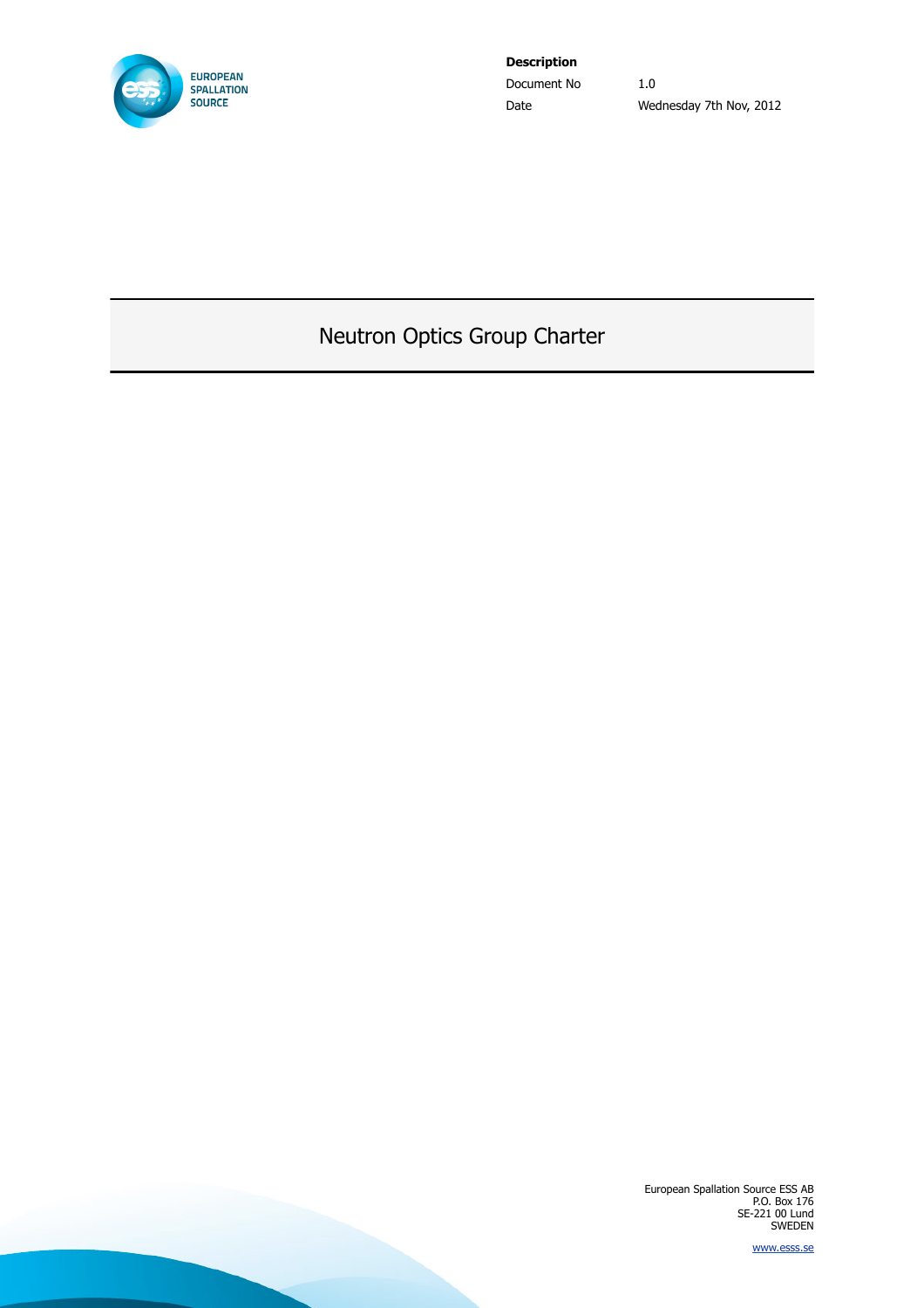**Description**

| Document No | 1.0 |
| --- | --- |
| Date | Wednesday 7th Nov, 2012 |

# Neutron Optics Group Charter

European Spallation Source ESS AB
P.O. Box 176
SE-221 00 Lund
SWEDEN

www.esss.se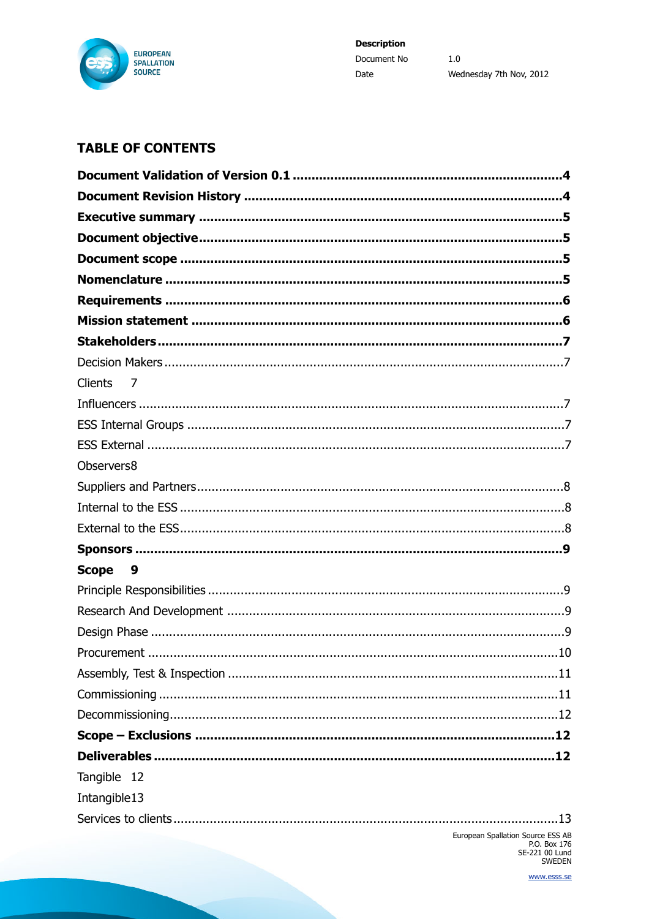## TABLE OF CONTENTS

**Document Validation of Version 0.1 .......................................................................4**

**Document Revision History .....................................................................................4**

**Executive summary ..................................................................................................5**

**Document objective...................................................................................................5**

**Document scope .......................................................................................................5**

**Nomenclature ...........................................................................................................5**

**Requirements ...........................................................................................................6**

**Mission statement ....................................................................................................6**

**Stakeholders.............................................................................................................7**

Decision Makers ...........................................................................................................7

Clients 7

Influencers ..................................................................................................................7

ESS Internal Groups .....................................................................................................7

ESS External ................................................................................................................7

Observers8

Suppliers and Partners...................................................................................................8

Internal to the ESS .......................................................................................................8

External to the ESS.......................................................................................................8

**Sponsors ...................................................................................................................9**

**Scope 9**

Principle Responsibilities ................................................................................................9

Research And Development ...........................................................................................9

Design Phase ...............................................................................................................9

Procurement ..............................................................................................................10

Assembly, Test & Inspection .........................................................................................11

Commissioning ...........................................................................................................11

Decommissioning.........................................................................................................12

**Scope – Exclusions .................................................................................................12**

**Deliverables............................................................................................................12**

Tangible 12

Intangible13

Services to clients........................................................................................................13

European Spallation Source ESS AB
P.O. Box 176
SE-221 00 Lund
SWEDEN

www.esss.se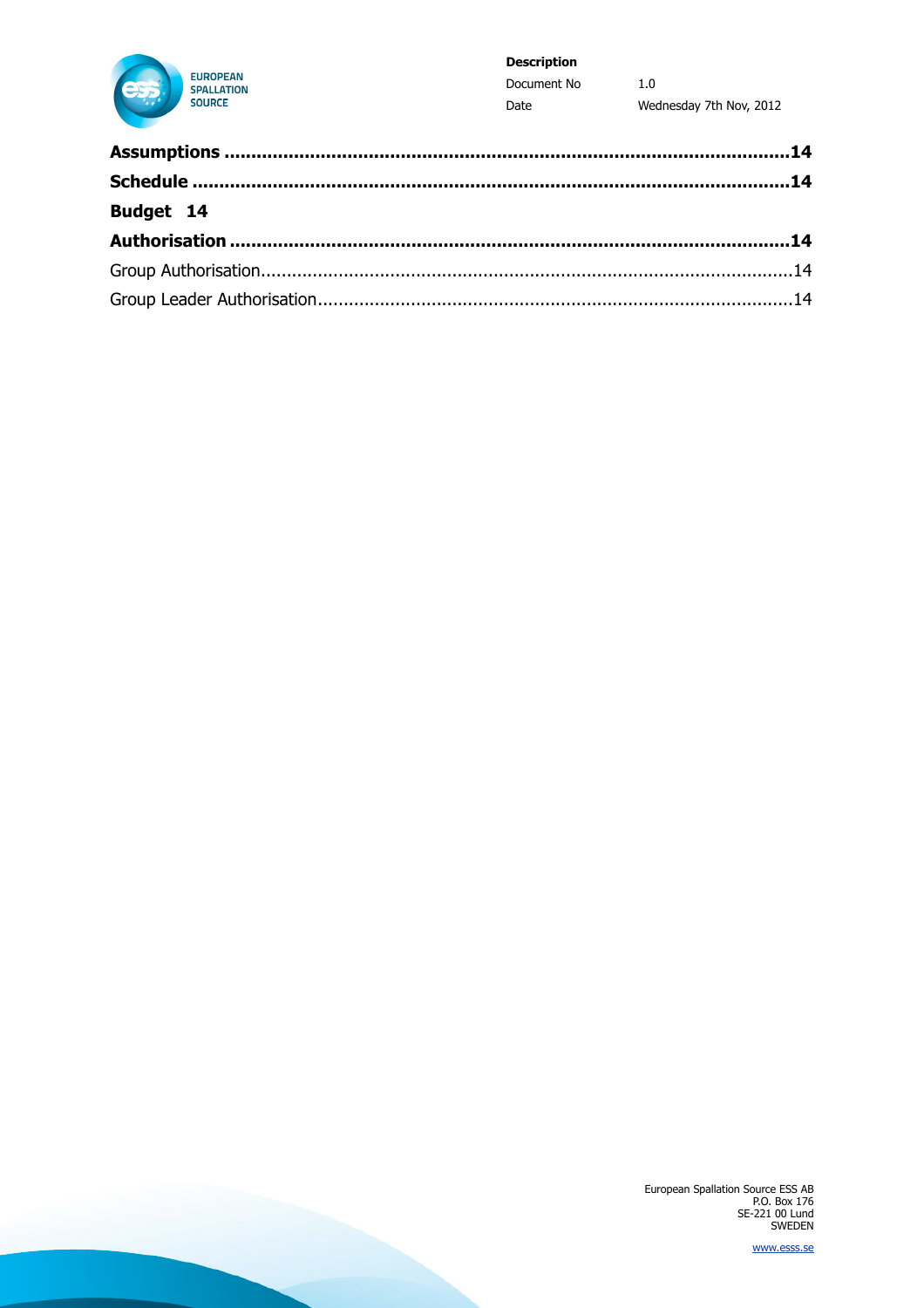**Assumptions** ........................................................................................................14

**Schedule** ...............................................................................................................14

**Budget 14**

**Authorisation** ........................................................................................................14

Group Authorisation...................................................................................................14

Group Leader Authorisation........................................................................................14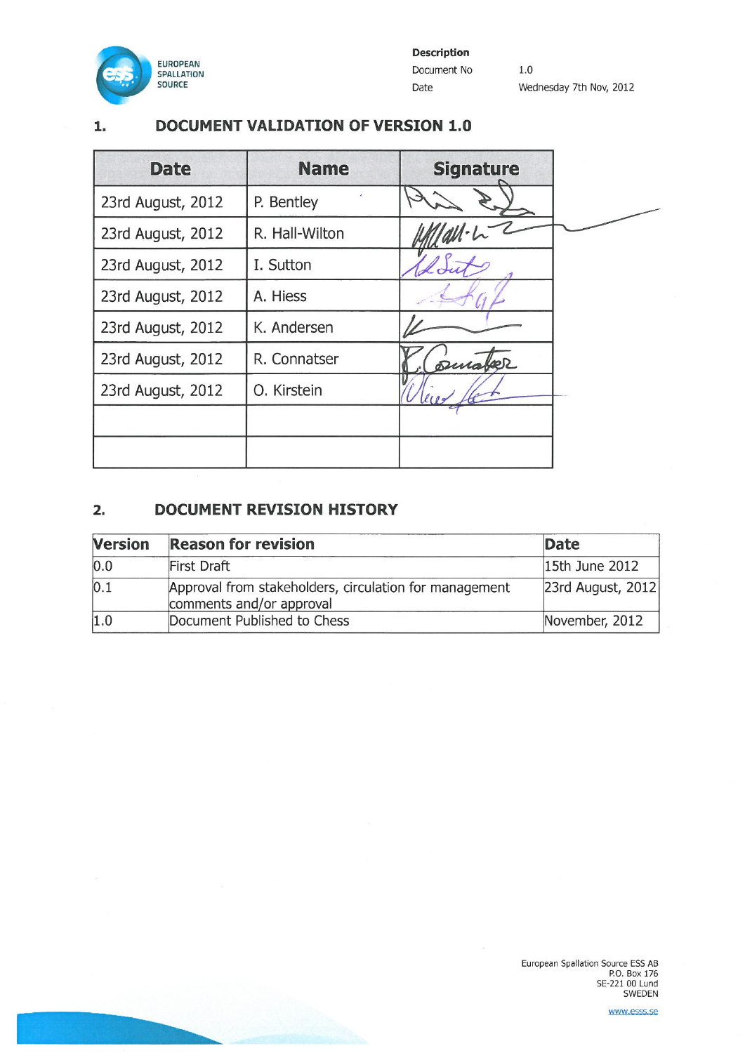**Description**

Document No 1.0

Date Wednesday 7th Nov, 2012

## 1. DOCUMENT VALIDATION OF VERSION 1.0

| Date | Name | Signature |
|---|---|---|
| 23rd August, 2012 | P. Bentley | |
| 23rd August, 2012 | R. Hall-Wilton | |
| 23rd August, 2012 | I. Sutton | |
| 23rd August, 2012 | A. Hiess | |
| 23rd August, 2012 | K. Andersen | |
| 23rd August, 2012 | R. Connatser | |
| 23rd August, 2012 | O. Kirstein | |
| | | |
| | | |

## 2. DOCUMENT REVISION HISTORY

| Version | Reason for revision | Date |
|---|---|---|
| 0.0 | First Draft | 15th June 2012 |
| 0.1 | Approval from stakeholders, circulation for management comments and/or approval | 23rd August, 2012 |
| 1.0 | Document Published to Chess | November, 2012 |

European Spallation Source ESS AB
P.O. Box 176
SE-221 00 Lund
SWEDEN

www.esss.se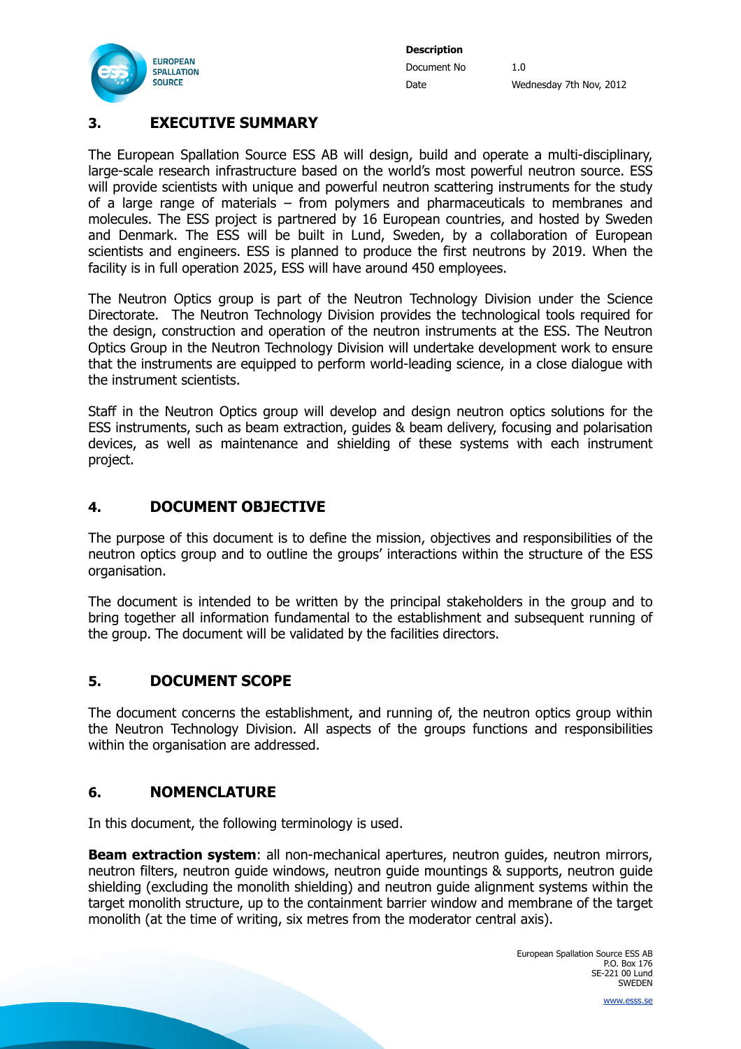## 3. EXECUTIVE SUMMARY

The European Spallation Source ESS AB will design, build and operate a multi-disciplinary, large-scale research infrastructure based on the world's most powerful neutron source. ESS will provide scientists with unique and powerful neutron scattering instruments for the study of a large range of materials – from polymers and pharmaceuticals to membranes and molecules. The ESS project is partnered by 16 European countries, and hosted by Sweden and Denmark. The ESS will be built in Lund, Sweden, by a collaboration of European scientists and engineers. ESS is planned to produce the first neutrons by 2019. When the facility is in full operation 2025, ESS will have around 450 employees.

The Neutron Optics group is part of the Neutron Technology Division under the Science Directorate. The Neutron Technology Division provides the technological tools required for the design, construction and operation of the neutron instruments at the ESS. The Neutron Optics Group in the Neutron Technology Division will undertake development work to ensure that the instruments are equipped to perform world-leading science, in a close dialogue with the instrument scientists.

Staff in the Neutron Optics group will develop and design neutron optics solutions for the ESS instruments, such as beam extraction, guides & beam delivery, focusing and polarisation devices, as well as maintenance and shielding of these systems with each instrument project.

## 4. DOCUMENT OBJECTIVE

The purpose of this document is to define the mission, objectives and responsibilities of the neutron optics group and to outline the groups' interactions within the structure of the ESS organisation.

The document is intended to be written by the principal stakeholders in the group and to bring together all information fundamental to the establishment and subsequent running of the group. The document will be validated by the facilities directors.

## 5. DOCUMENT SCOPE

The document concerns the establishment, and running of, the neutron optics group within the Neutron Technology Division. All aspects of the groups functions and responsibilities within the organisation are addressed.

## 6. NOMENCLATURE

In this document, the following terminology is used.

**Beam extraction system**: all non-mechanical apertures, neutron guides, neutron mirrors, neutron filters, neutron guide windows, neutron guide mountings & supports, neutron guide shielding (excluding the monolith shielding) and neutron guide alignment systems within the target monolith structure, up to the containment barrier window and membrane of the target monolith (at the time of writing, six metres from the moderator central axis).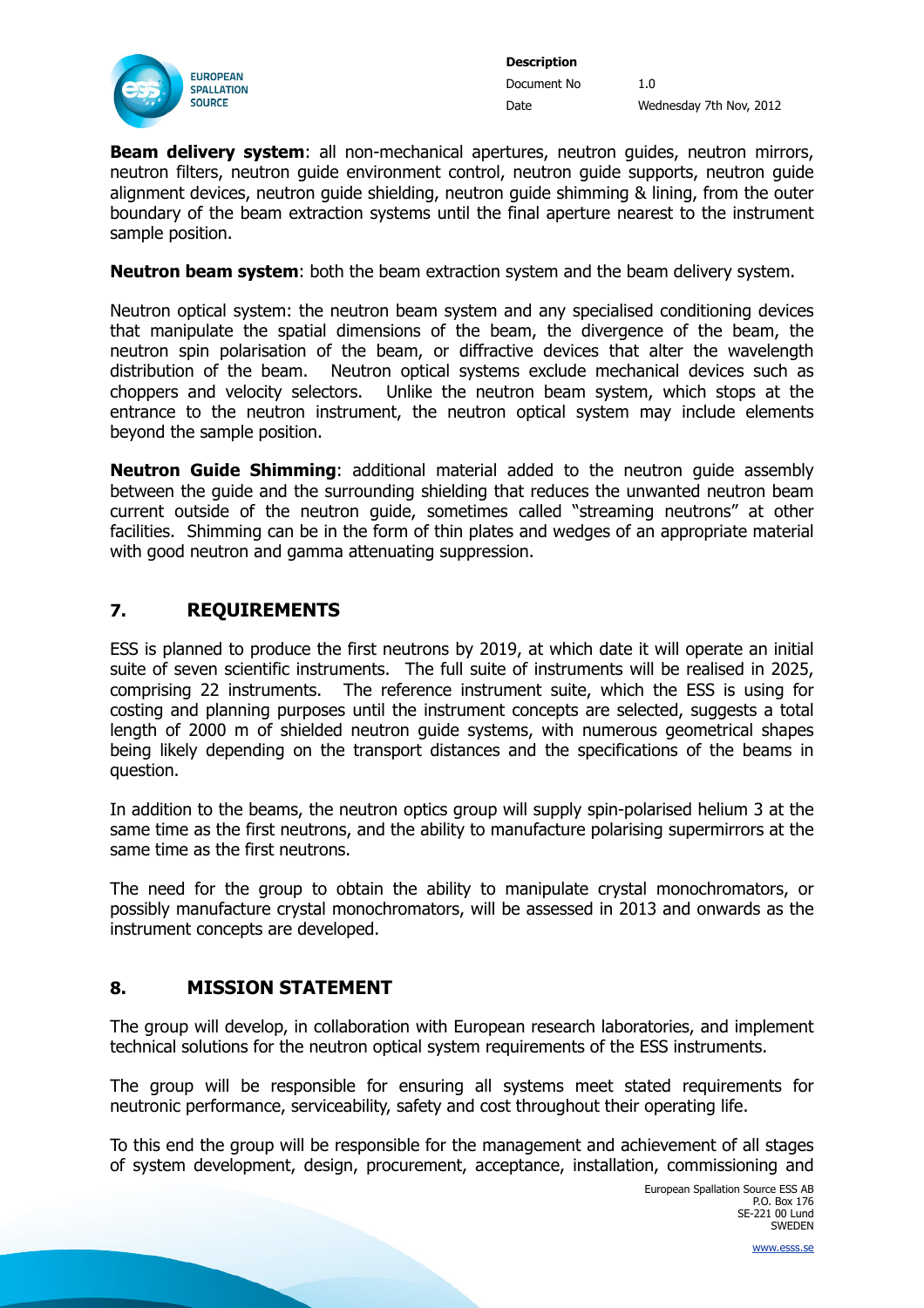**Beam delivery system**: all non-mechanical apertures, neutron guides, neutron mirrors, neutron filters, neutron guide environment control, neutron guide supports, neutron guide alignment devices, neutron guide shielding, neutron guide shimming & lining, from the outer boundary of the beam extraction systems until the final aperture nearest to the instrument sample position.

**Neutron beam system**: both the beam extraction system and the beam delivery system.

Neutron optical system: the neutron beam system and any specialised conditioning devices that manipulate the spatial dimensions of the beam, the divergence of the beam, the neutron spin polarisation of the beam, or diffractive devices that alter the wavelength distribution of the beam. Neutron optical systems exclude mechanical devices such as choppers and velocity selectors. Unlike the neutron beam system, which stops at the entrance to the neutron instrument, the neutron optical system may include elements beyond the sample position.

**Neutron Guide Shimming**: additional material added to the neutron guide assembly between the guide and the surrounding shielding that reduces the unwanted neutron beam current outside of the neutron guide, sometimes called "streaming neutrons" at other facilities. Shimming can be in the form of thin plates and wedges of an appropriate material with good neutron and gamma attenuating suppression.

## 7. REQUIREMENTS

ESS is planned to produce the first neutrons by 2019, at which date it will operate an initial suite of seven scientific instruments. The full suite of instruments will be realised in 2025, comprising 22 instruments. The reference instrument suite, which the ESS is using for costing and planning purposes until the instrument concepts are selected, suggests a total length of 2000 m of shielded neutron guide systems, with numerous geometrical shapes being likely depending on the transport distances and the specifications of the beams in question.

In addition to the beams, the neutron optics group will supply spin-polarised helium 3 at the same time as the first neutrons, and the ability to manufacture polarising supermirrors at the same time as the first neutrons.

The need for the group to obtain the ability to manipulate crystal monochromators, or possibly manufacture crystal monochromators, will be assessed in 2013 and onwards as the instrument concepts are developed.

## 8. MISSION STATEMENT

The group will develop, in collaboration with European research laboratories, and implement technical solutions for the neutron optical system requirements of the ESS instruments.

The group will be responsible for ensuring all systems meet stated requirements for neutronic performance, serviceability, safety and cost throughout their operating life.

To this end the group will be responsible for the management and achievement of all stages of system development, design, procurement, acceptance, installation, commissioning and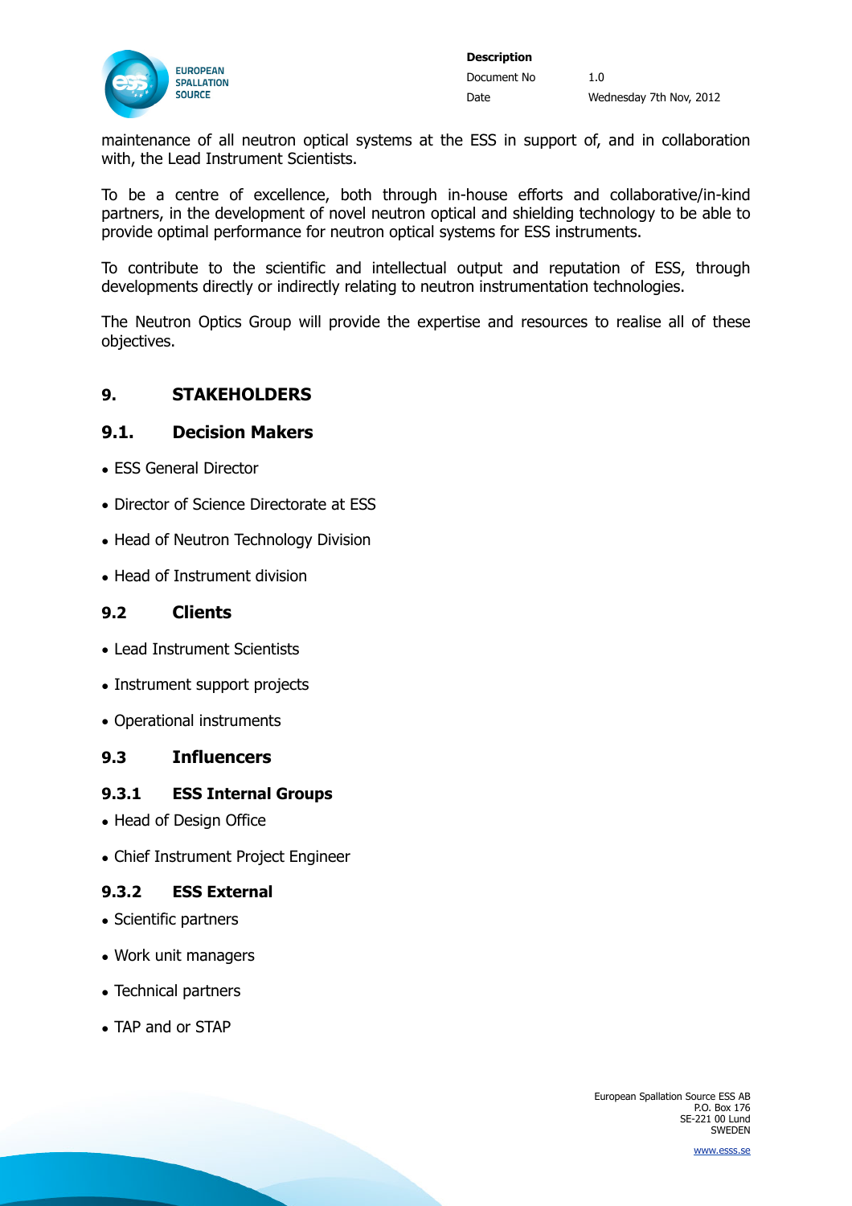maintenance of all neutron optical systems at the ESS in support of, and in collaboration with, the Lead Instrument Scientists.

To be a centre of excellence, both through in-house efforts and collaborative/in-kind partners, in the development of novel neutron optical and shielding technology to be able to provide optimal performance for neutron optical systems for ESS instruments.

To contribute to the scientific and intellectual output and reputation of ESS, through developments directly or indirectly relating to neutron instrumentation technologies.

The Neutron Optics Group will provide the expertise and resources to realise all of these objectives.

# 9. STAKEHOLDERS

## 9.1. Decision Makers

- ESS General Director
- Director of Science Directorate at ESS
- Head of Neutron Technology Division
- Head of Instrument division

## 9.2 Clients

- Lead Instrument Scientists
- Instrument support projects
- Operational instruments

## 9.3 Influencers

### 9.3.1 ESS Internal Groups

- Head of Design Office
- Chief Instrument Project Engineer

### 9.3.2 ESS External

- Scientific partners
- Work unit managers
- Technical partners
- TAP and or STAP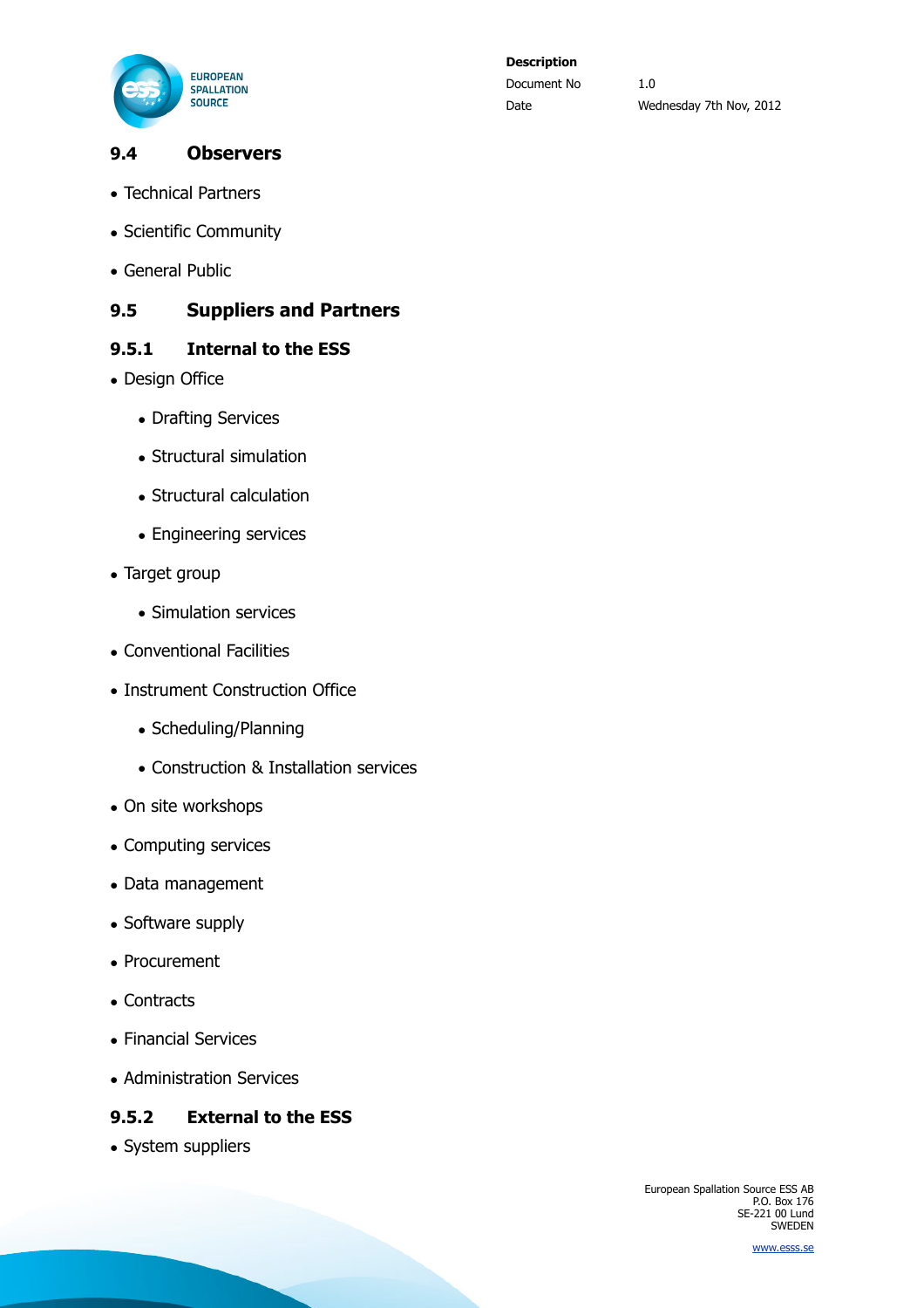### 9.4 Observers

- Technical Partners
- Scientific Community
- General Public

### 9.5 Suppliers and Partners

#### 9.5.1 Internal to the ESS

- Design Office
    - Drafting Services
    - Structural simulation
    - Structural calculation
    - Engineering services
- Target group
    - Simulation services
- Conventional Facilities
- Instrument Construction Office
    - Scheduling/Planning
    - Construction & Installation services
- On site workshops
- Computing services
- Data management
- Software supply
- Procurement
- Contracts
- Financial Services
- Administration Services

#### 9.5.2 External to the ESS

- System suppliers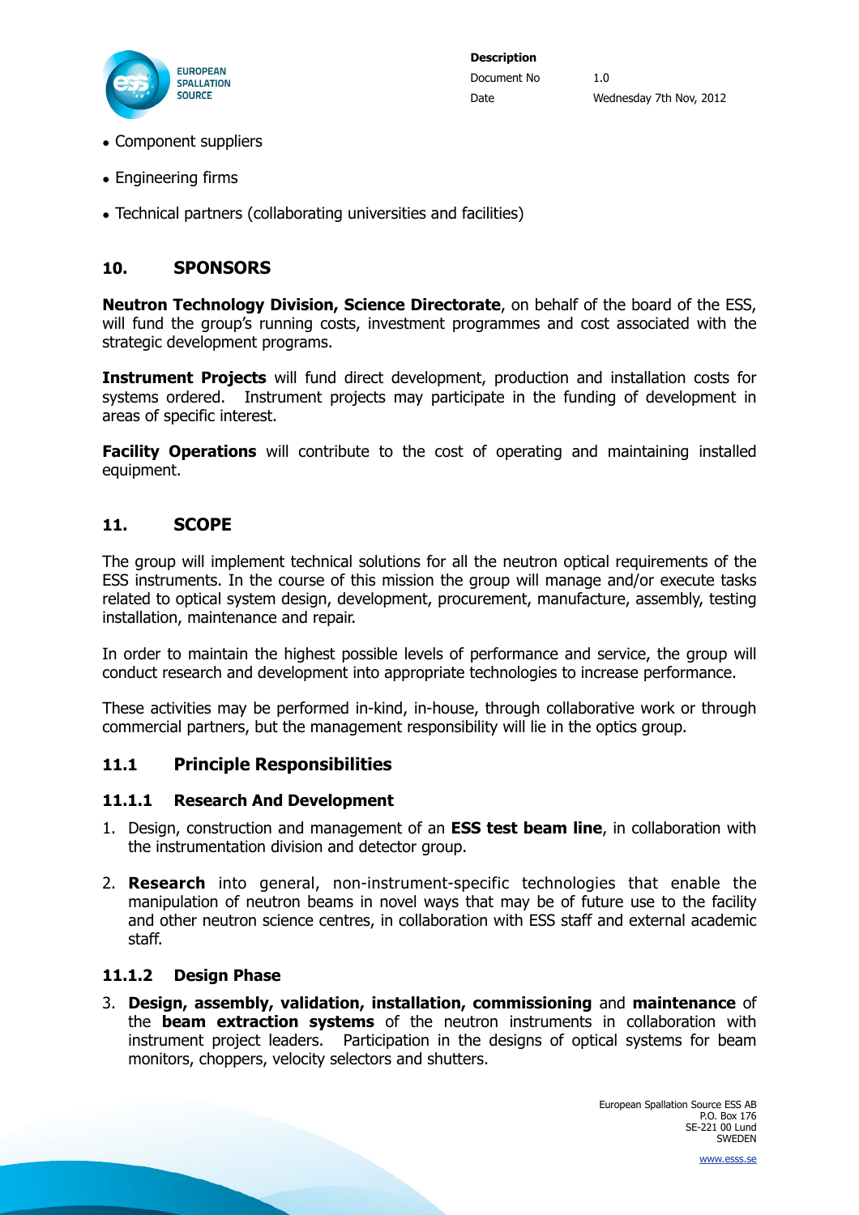- Component suppliers
- Engineering firms
- Technical partners (collaborating universities and facilities)

## 10. SPONSORS

**Neutron Technology Division, Science Directorate**, on behalf of the board of the ESS, will fund the group's running costs, investment programmes and cost associated with the strategic development programs.

**Instrument Projects** will fund direct development, production and installation costs for systems ordered. Instrument projects may participate in the funding of development in areas of specific interest.

**Facility Operations** will contribute to the cost of operating and maintaining installed equipment.

## 11. SCOPE

The group will implement technical solutions for all the neutron optical requirements of the ESS instruments. In the course of this mission the group will manage and/or execute tasks related to optical system design, development, procurement, manufacture, assembly, testing installation, maintenance and repair.

In order to maintain the highest possible levels of performance and service, the group will conduct research and development into appropriate technologies to increase performance.

These activities may be performed in-kind, in-house, through collaborative work or through commercial partners, but the management responsibility will lie in the optics group.

### 11.1 Principle Responsibilities

#### 11.1.1 Research And Development

1. Design, construction and management of an **ESS test beam line**, in collaboration with the instrumentation division and detector group.
2. **Research** into general, non-instrument-specific technologies that enable the manipulation of neutron beams in novel ways that may be of future use to the facility and other neutron science centres, in collaboration with ESS staff and external academic staff.

#### 11.1.2 Design Phase

3. **Design, assembly, validation, installation, commissioning** and **maintenance** of the **beam extraction systems** of the neutron instruments in collaboration with instrument project leaders. Participation in the designs of optical systems for beam monitors, choppers, velocity selectors and shutters.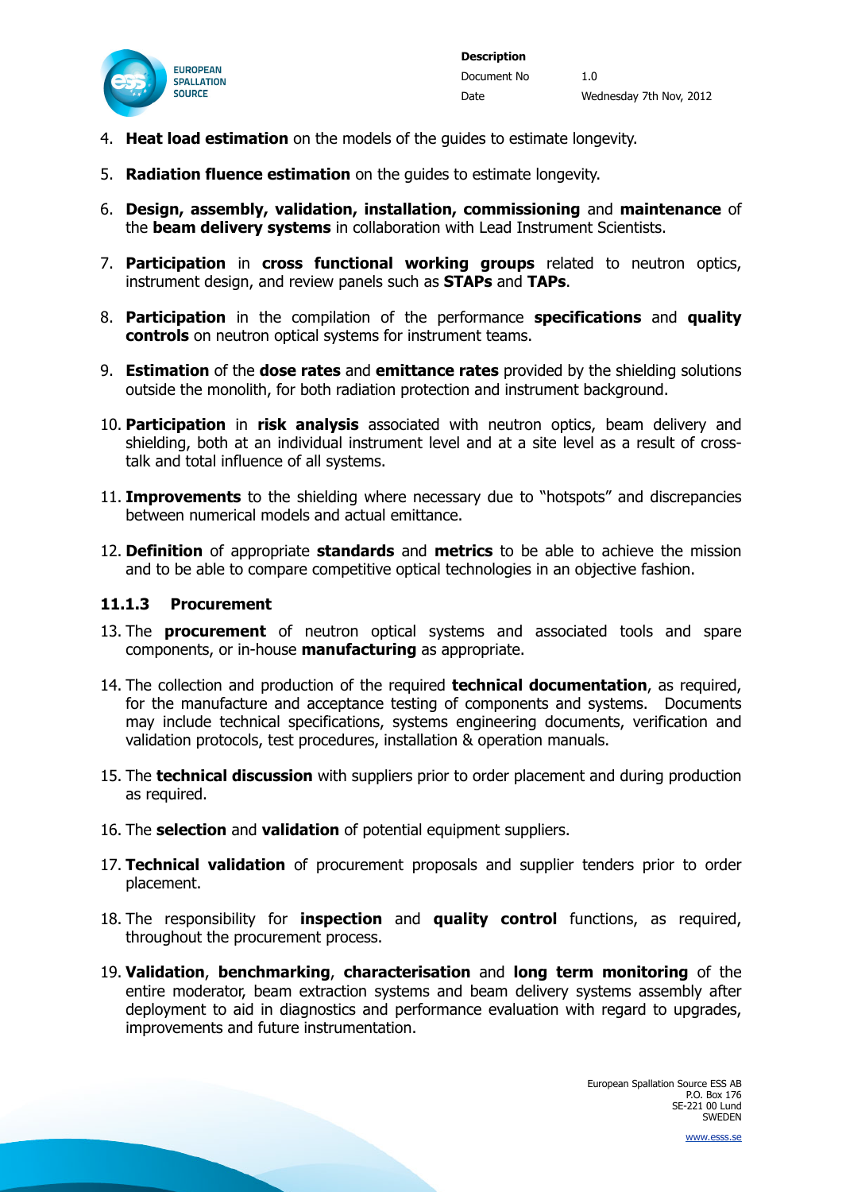4. **Heat load estimation** on the models of the guides to estimate longevity.

5. **Radiation fluence estimation** on the guides to estimate longevity.

6. **Design, assembly, validation, installation, commissioning** and **maintenance** of the **beam delivery systems** in collaboration with Lead Instrument Scientists.

7. **Participation** in **cross functional working groups** related to neutron optics, instrument design, and review panels such as **STAPs** and **TAPs**.

8. **Participation** in the compilation of the performance **specifications** and **quality controls** on neutron optical systems for instrument teams.

9. **Estimation** of the **dose rates** and **emittance rates** provided by the shielding solutions outside the monolith, for both radiation protection and instrument background.

10. **Participation** in **risk analysis** associated with neutron optics, beam delivery and shielding, both at an individual instrument level and at a site level as a result of cross-talk and total influence of all systems.

11. **Improvements** to the shielding where necessary due to "hotspots" and discrepancies between numerical models and actual emittance.

12. **Definition** of appropriate **standards** and **metrics** to be able to achieve the mission and to be able to compare competitive optical technologies in an objective fashion.

### 11.1.3 Procurement

13. The **procurement** of neutron optical systems and associated tools and spare components, or in-house **manufacturing** as appropriate.

14. The collection and production of the required **technical documentation**, as required, for the manufacture and acceptance testing of components and systems. Documents may include technical specifications, systems engineering documents, verification and validation protocols, test procedures, installation & operation manuals.

15. The **technical discussion** with suppliers prior to order placement and during production as required.

16. The **selection** and **validation** of potential equipment suppliers.

17. **Technical validation** of procurement proposals and supplier tenders prior to order placement.

18. The responsibility for **inspection** and **quality control** functions, as required, throughout the procurement process.

19. **Validation**, **benchmarking**, **characterisation** and **long term monitoring** of the entire moderator, beam extraction systems and beam delivery systems assembly after deployment to aid in diagnostics and performance evaluation with regard to upgrades, improvements and future instrumentation.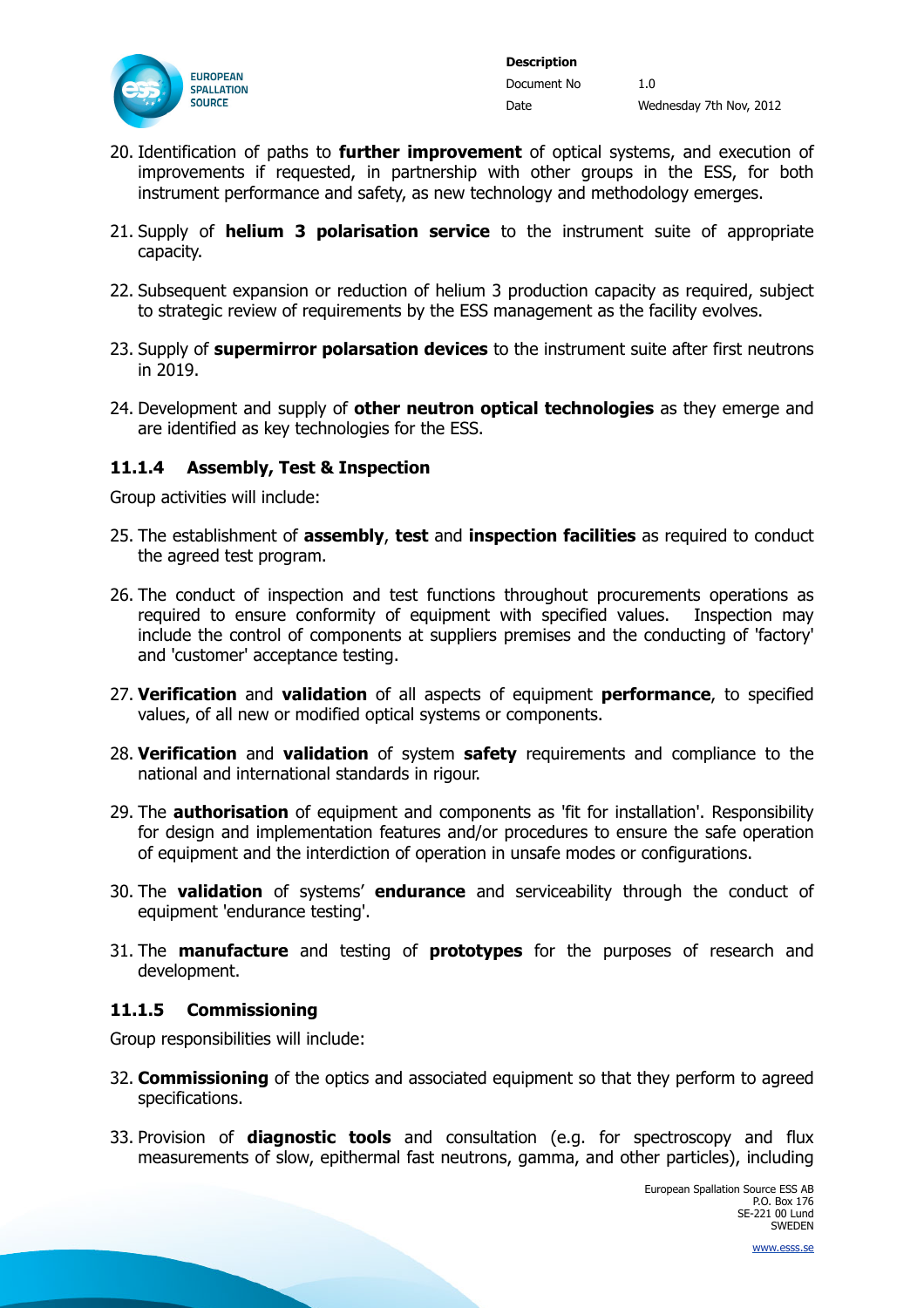20. Identification of paths to **further improvement** of optical systems, and execution of improvements if requested, in partnership with other groups in the ESS, for both instrument performance and safety, as new technology and methodology emerges.

21. Supply of **helium 3 polarisation service** to the instrument suite of appropriate capacity.

22. Subsequent expansion or reduction of helium 3 production capacity as required, subject to strategic review of requirements by the ESS management as the facility evolves.

23. Supply of **supermirror polarsation devices** to the instrument suite after first neutrons in 2019.

24. Development and supply of **other neutron optical technologies** as they emerge and are identified as key technologies for the ESS.

### 11.1.4 Assembly, Test & Inspection

Group activities will include:

25. The establishment of **assembly**, **test** and **inspection facilities** as required to conduct the agreed test program.

26. The conduct of inspection and test functions throughout procurements operations as required to ensure conformity of equipment with specified values. Inspection may include the control of components at suppliers premises and the conducting of 'factory' and 'customer' acceptance testing.

27. **Verification** and **validation** of all aspects of equipment **performance**, to specified values, of all new or modified optical systems or components.

28. **Verification** and **validation** of system **safety** requirements and compliance to the national and international standards in rigour.

29. The **authorisation** of equipment and components as 'fit for installation'. Responsibility for design and implementation features and/or procedures to ensure the safe operation of equipment and the interdiction of operation in unsafe modes or configurations.

30. The **validation** of systems' **endurance** and serviceability through the conduct of equipment 'endurance testing'.

31. The **manufacture** and testing of **prototypes** for the purposes of research and development.

### 11.1.5 Commissioning

Group responsibilities will include:

32. **Commissioning** of the optics and associated equipment so that they perform to agreed specifications.

33. Provision of **diagnostic tools** and consultation (e.g. for spectroscopy and flux measurements of slow, epithermal fast neutrons, gamma, and other particles), including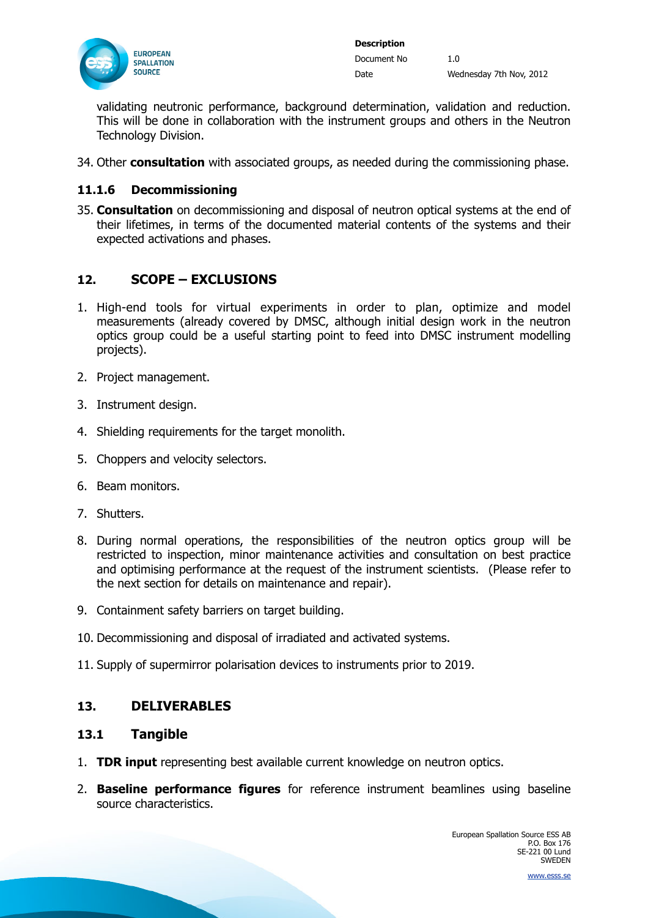validating neutronic performance, background determination, validation and reduction. This will be done in collaboration with the instrument groups and others in the Neutron Technology Division.

34. Other **consultation** with associated groups, as needed during the commissioning phase.

### 11.1.6 Decommissioning

35. **Consultation** on decommissioning and disposal of neutron optical systems at the end of their lifetimes, in terms of the documented material contents of the systems and their expected activations and phases.

## 12. SCOPE – EXCLUSIONS

1. High-end tools for virtual experiments in order to plan, optimize and model measurements (already covered by DMSC, although initial design work in the neutron optics group could be a useful starting point to feed into DMSC instrument modelling projects).
2. Project management.
3. Instrument design.
4. Shielding requirements for the target monolith.
5. Choppers and velocity selectors.
6. Beam monitors.
7. Shutters.
8. During normal operations, the responsibilities of the neutron optics group will be restricted to inspection, minor maintenance activities and consultation on best practice and optimising performance at the request of the instrument scientists. (Please refer to the next section for details on maintenance and repair).
9. Containment safety barriers on target building.
10. Decommissioning and disposal of irradiated and activated systems.
11. Supply of supermirror polarisation devices to instruments prior to 2019.

## 13. DELIVERABLES

### 13.1 Tangible

1. **TDR input** representing best available current knowledge on neutron optics.
2. **Baseline performance figures** for reference instrument beamlines using baseline source characteristics.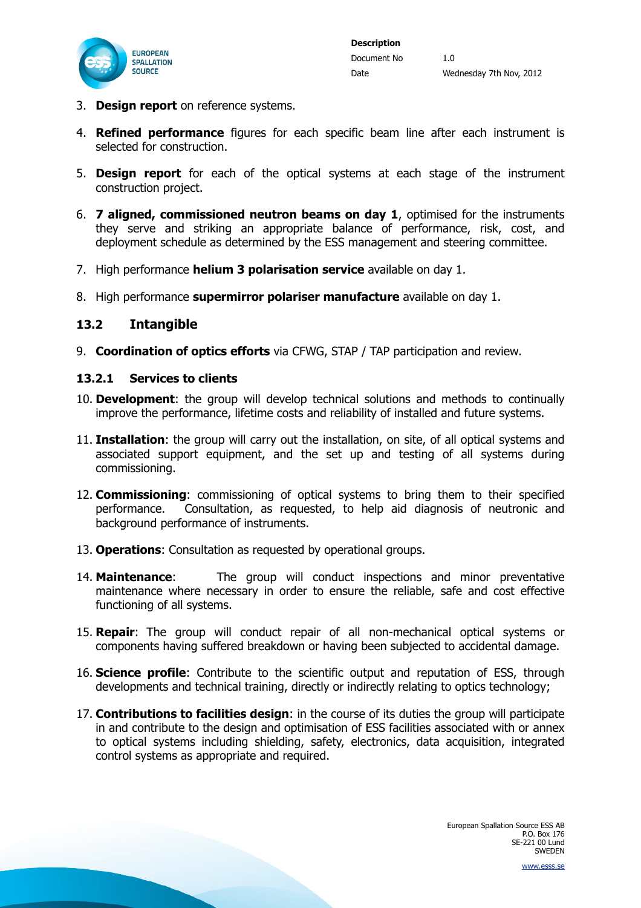3. **Design report** on reference systems.

4. **Refined performance** figures for each specific beam line after each instrument is selected for construction.

5. **Design report** for each of the optical systems at each stage of the instrument construction project.

6. **7 aligned, commissioned neutron beams on day 1**, optimised for the instruments they serve and striking an appropriate balance of performance, risk, cost, and deployment schedule as determined by the ESS management and steering committee.

7. High performance **helium 3 polarisation service** available on day 1.

8. High performance **supermirror polariser manufacture** available on day 1.

## 13.2 Intangible

9. **Coordination of optics efforts** via CFWG, STAP / TAP participation and review.

### 13.2.1 Services to clients

10. **Development**: the group will develop technical solutions and methods to continually improve the performance, lifetime costs and reliability of installed and future systems.

11. **Installation**: the group will carry out the installation, on site, of all optical systems and associated support equipment, and the set up and testing of all systems during commissioning.

12. **Commissioning**: commissioning of optical systems to bring them to their specified performance. Consultation, as requested, to help aid diagnosis of neutronic and background performance of instruments.

13. **Operations**: Consultation as requested by operational groups.

14. **Maintenance**: The group will conduct inspections and minor preventative maintenance where necessary in order to ensure the reliable, safe and cost effective functioning of all systems.

15. **Repair**: The group will conduct repair of all non-mechanical optical systems or components having suffered breakdown or having been subjected to accidental damage.

16. **Science profile**: Contribute to the scientific output and reputation of ESS, through developments and technical training, directly or indirectly relating to optics technology;

17. **Contributions to facilities design**: in the course of its duties the group will participate in and contribute to the design and optimisation of ESS facilities associated with or annex to optical systems including shielding, safety, electronics, data acquisition, integrated control systems as appropriate and required.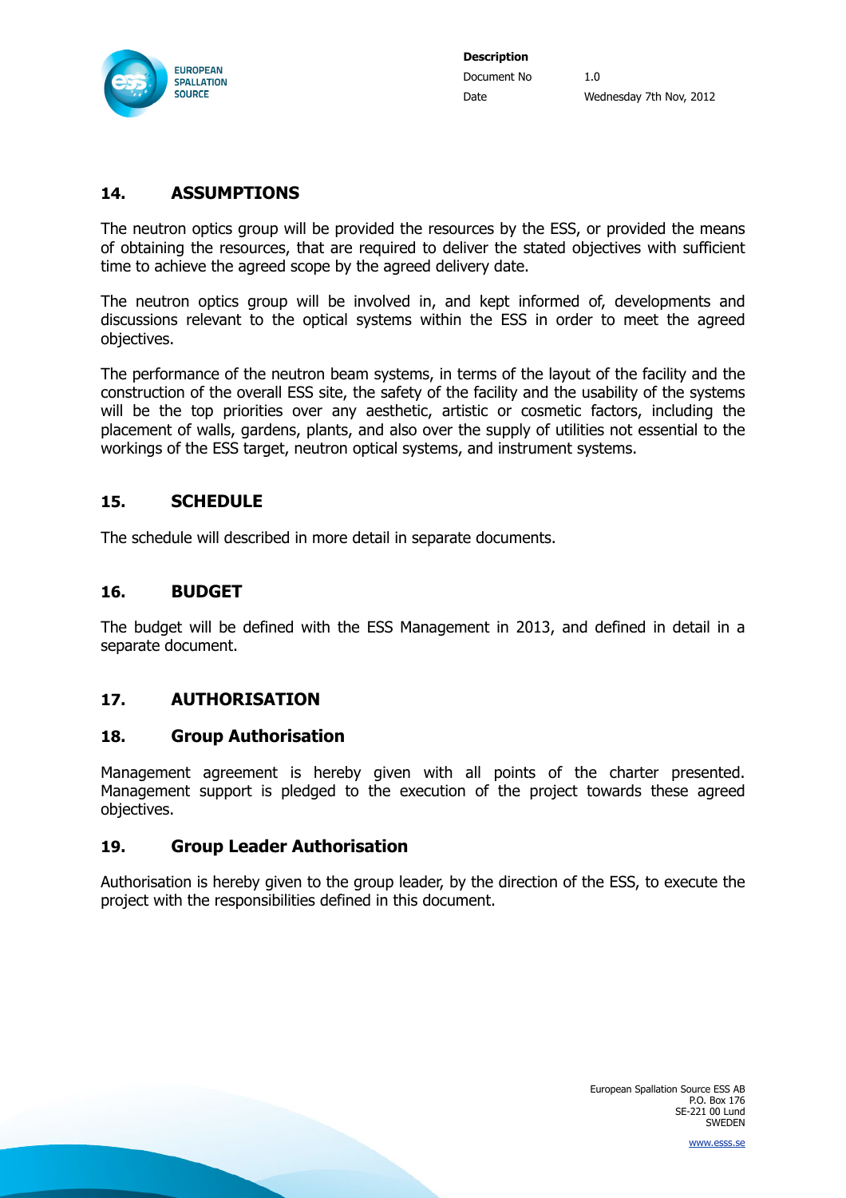## 14. ASSUMPTIONS

The neutron optics group will be provided the resources by the ESS, or provided the means of obtaining the resources, that are required to deliver the stated objectives with sufficient time to achieve the agreed scope by the agreed delivery date.

The neutron optics group will be involved in, and kept informed of, developments and discussions relevant to the optical systems within the ESS in order to meet the agreed objectives.

The performance of the neutron beam systems, in terms of the layout of the facility and the construction of the overall ESS site, the safety of the facility and the usability of the systems will be the top priorities over any aesthetic, artistic or cosmetic factors, including the placement of walls, gardens, plants, and also over the supply of utilities not essential to the workings of the ESS target, neutron optical systems, and instrument systems.

## 15. SCHEDULE

The schedule will described in more detail in separate documents.

## 16. BUDGET

The budget will be defined with the ESS Management in 2013, and defined in detail in a separate document.

## 17. AUTHORISATION

### 18. Group Authorisation

Management agreement is hereby given with all points of the charter presented. Management support is pledged to the execution of the project towards these agreed objectives.

### 19. Group Leader Authorisation

Authorisation is hereby given to the group leader, by the direction of the ESS, to execute the project with the responsibilities defined in this document.